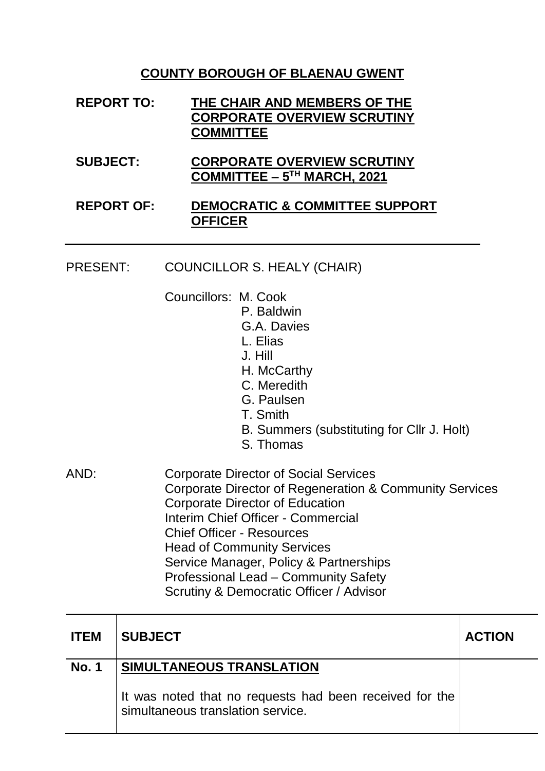# COUNTY BOROUGH OF BLAENAU GWENT

**REPORT TO:** **THE CHAIR AND MEMBERS OF THE CORPORATE OVERVIEW SCRUTINY COMMITTEE**

**SUBJECT:** **CORPORATE OVERVIEW SCRUTINY COMMITTEE – 5TH MARCH, 2021**

**REPORT OF:** **DEMOCRATIC & COMMITTEE SUPPORT OFFICER**

---

PRESENT: COUNCILLOR S. HEALY (CHAIR)

Councillors: M. Cook
P. Baldwin
G.A. Davies
L. Elias
J. Hill
H. McCarthy
C. Meredith
G. Paulsen
T. Smith
B. Summers (substituting for Cllr J. Holt)
S. Thomas

AND: Corporate Director of Social Services
Corporate Director of Regeneration & Community Services
Corporate Director of Education
Interim Chief Officer - Commercial
Chief Officer - Resources
Head of Community Services
Service Manager, Policy & Partnerships
Professional Lead – Community Safety
Scrutiny & Democratic Officer / Advisor

| ITEM | SUBJECT | ACTION |
|---|---|---|
| No. 1 | **SIMULTANEOUS TRANSLATION**<br><br>It was noted that no requests had been received for the simultaneous translation service. | |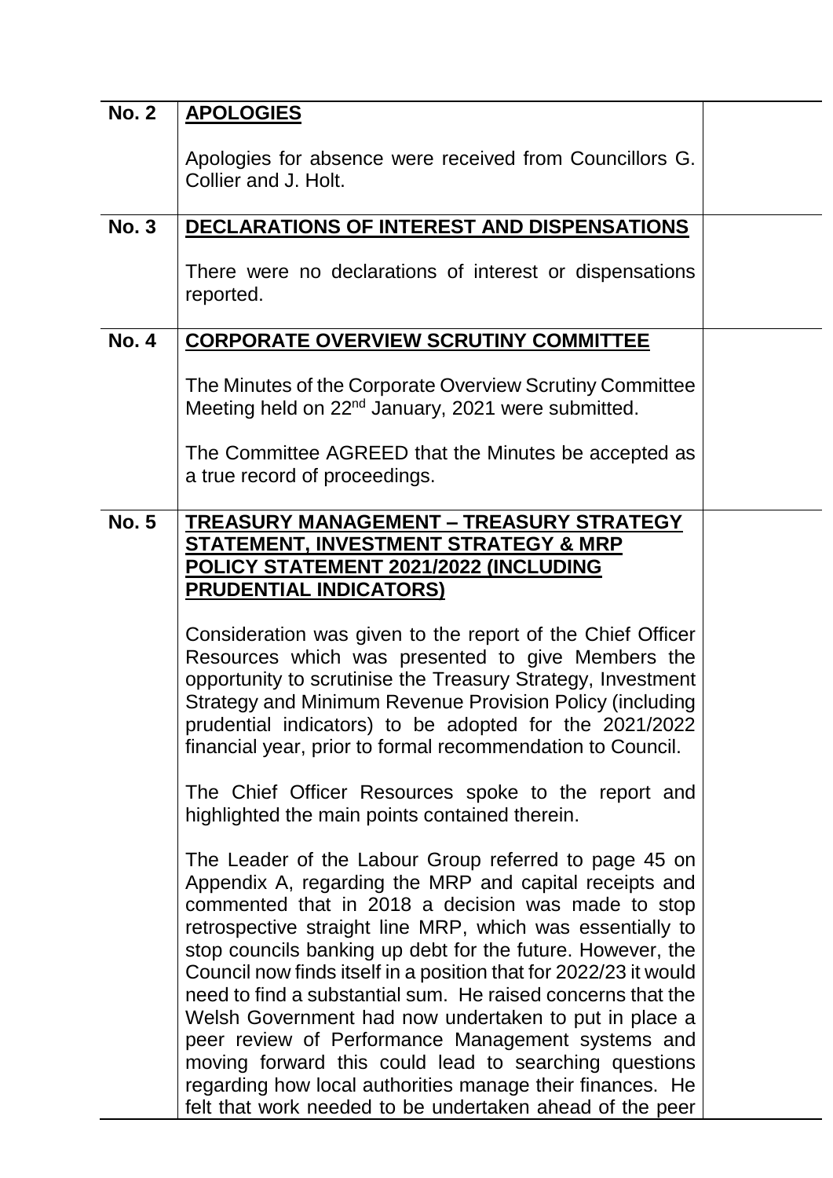| | | |
|---|---|---|
| **No. 2** | **APOLOGIES**<br><br>Apologies for absence were received from Councillors G. Collier and J. Holt. | |
| **No. 3** | **DECLARATIONS OF INTEREST AND DISPENSATIONS**<br><br>There were no declarations of interest or dispensations reported. | |
| **No. 4** | **CORPORATE OVERVIEW SCRUTINY COMMITTEE**<br><br>The Minutes of the Corporate Overview Scrutiny Committee Meeting held on 22nd January, 2021 were submitted.<br><br>The Committee AGREED that the Minutes be accepted as a true record of proceedings. | |
| **No. 5** | **TREASURY MANAGEMENT – TREASURY STRATEGY STATEMENT, INVESTMENT STRATEGY & MRP POLICY STATEMENT 2021/2022 (INCLUDING PRUDENTIAL INDICATORS)**<br><br>Consideration was given to the report of the Chief Officer Resources which was presented to give Members the opportunity to scrutinise the Treasury Strategy, Investment Strategy and Minimum Revenue Provision Policy (including prudential indicators) to be adopted for the 2021/2022 financial year, prior to formal recommendation to Council.<br><br>The Chief Officer Resources spoke to the report and highlighted the main points contained therein.<br><br>The Leader of the Labour Group referred to page 45 on Appendix A, regarding the MRP and capital receipts and commented that in 2018 a decision was made to stop retrospective straight line MRP, which was essentially to stop councils banking up debt for the future. However, the Council now finds itself in a position that for 2022/23 it would need to find a substantial sum. He raised concerns that the Welsh Government had now undertaken to put in place a peer review of Performance Management systems and moving forward this could lead to searching questions regarding how local authorities manage their finances. He felt that work needed to be undertaken ahead of the peer | |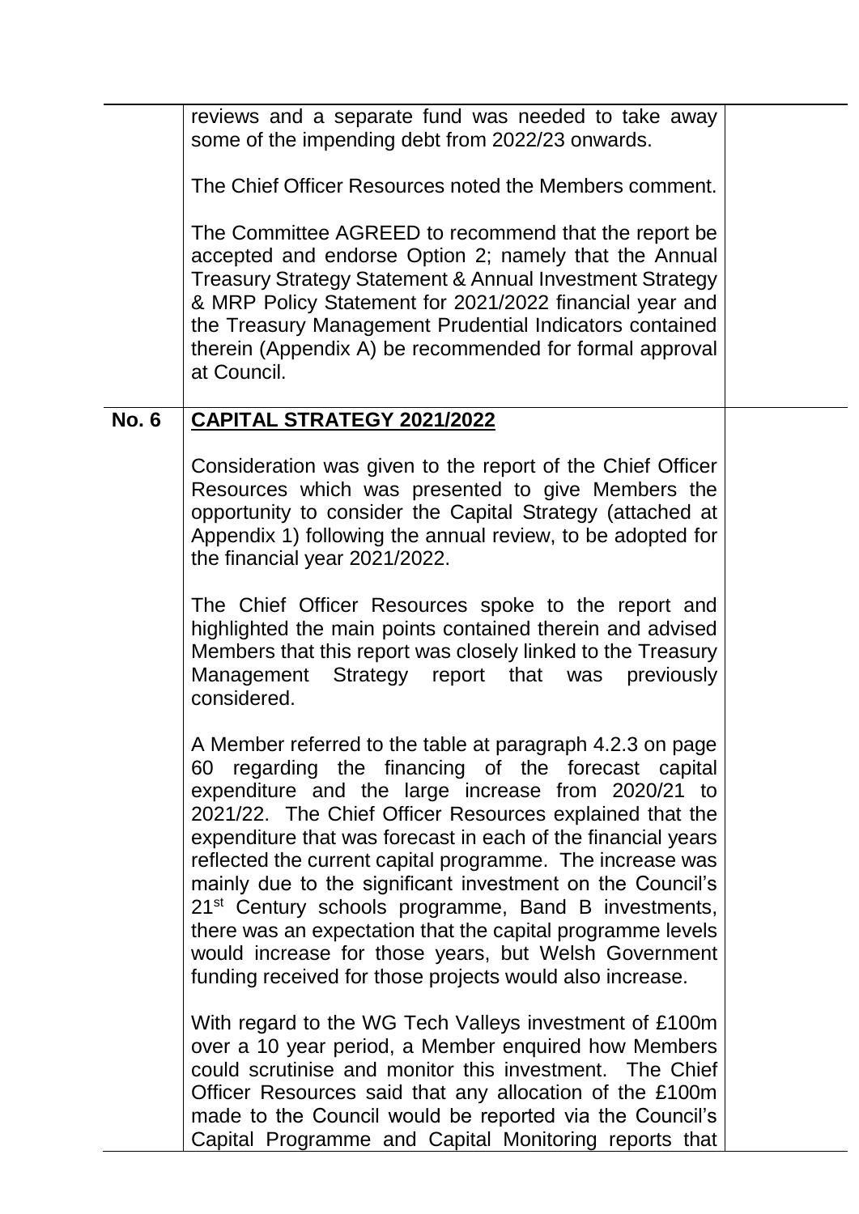reviews and a separate fund was needed to take away some of the impending debt from 2022/23 onwards.

The Chief Officer Resources noted the Members comment.

The Committee AGREED to recommend that the report be accepted and endorse Option 2; namely that the Annual Treasury Strategy Statement & Annual Investment Strategy & MRP Policy Statement for 2021/2022 financial year and the Treasury Management Prudential Indicators contained therein (Appendix A) be recommended for formal approval at Council.

**No. 6** **CAPITAL STRATEGY 2021/2022**

Consideration was given to the report of the Chief Officer Resources which was presented to give Members the opportunity to consider the Capital Strategy (attached at Appendix 1) following the annual review, to be adopted for the financial year 2021/2022.

The Chief Officer Resources spoke to the report and highlighted the main points contained therein and advised Members that this report was closely linked to the Treasury Management Strategy report that was previously considered.

A Member referred to the table at paragraph 4.2.3 on page 60 regarding the financing of the forecast capital expenditure and the large increase from 2020/21 to 2021/22. The Chief Officer Resources explained that the expenditure that was forecast in each of the financial years reflected the current capital programme. The increase was mainly due to the significant investment on the Council's 21st Century schools programme, Band B investments, there was an expectation that the capital programme levels would increase for those years, but Welsh Government funding received for those projects would also increase.

With regard to the WG Tech Valleys investment of £100m over a 10 year period, a Member enquired how Members could scrutinise and monitor this investment. The Chief Officer Resources said that any allocation of the £100m made to the Council would be reported via the Council's Capital Programme and Capital Monitoring reports that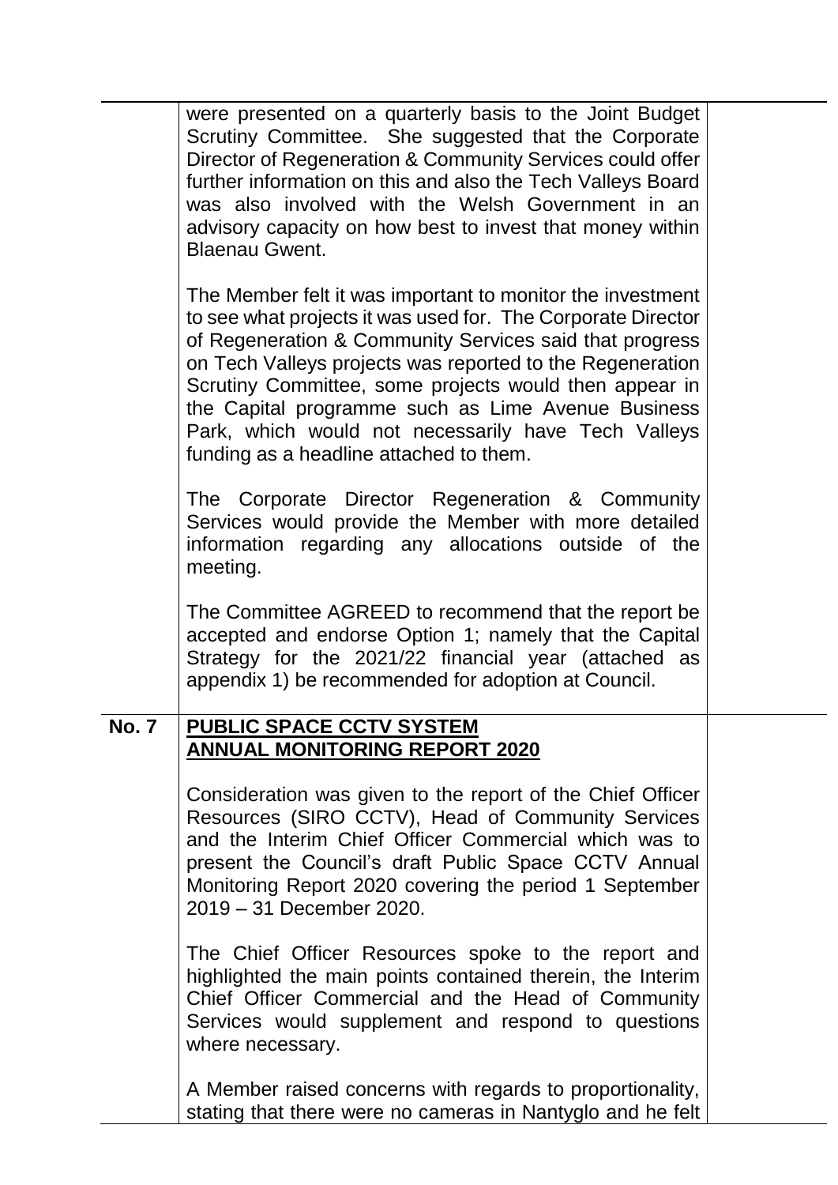were presented on a quarterly basis to the Joint Budget Scrutiny Committee. She suggested that the Corporate Director of Regeneration & Community Services could offer further information on this and also the Tech Valleys Board was also involved with the Welsh Government in an advisory capacity on how best to invest that money within Blaenau Gwent.

The Member felt it was important to monitor the investment to see what projects it was used for. The Corporate Director of Regeneration & Community Services said that progress on Tech Valleys projects was reported to the Regeneration Scrutiny Committee, some projects would then appear in the Capital programme such as Lime Avenue Business Park, which would not necessarily have Tech Valleys funding as a headline attached to them.

The Corporate Director Regeneration & Community Services would provide the Member with more detailed information regarding any allocations outside of the meeting.

The Committee AGREED to recommend that the report be accepted and endorse Option 1; namely that the Capital Strategy for the 2021/22 financial year (attached as appendix 1) be recommended for adoption at Council.

**No. 7** **PUBLIC SPACE CCTV SYSTEM ANNUAL MONITORING REPORT 2020**

Consideration was given to the report of the Chief Officer Resources (SIRO CCTV), Head of Community Services and the Interim Chief Officer Commercial which was to present the Council's draft Public Space CCTV Annual Monitoring Report 2020 covering the period 1 September 2019 – 31 December 2020.

The Chief Officer Resources spoke to the report and highlighted the main points contained therein, the Interim Chief Officer Commercial and the Head of Community Services would supplement and respond to questions where necessary.

A Member raised concerns with regards to proportionality, stating that there were no cameras in Nantyglo and he felt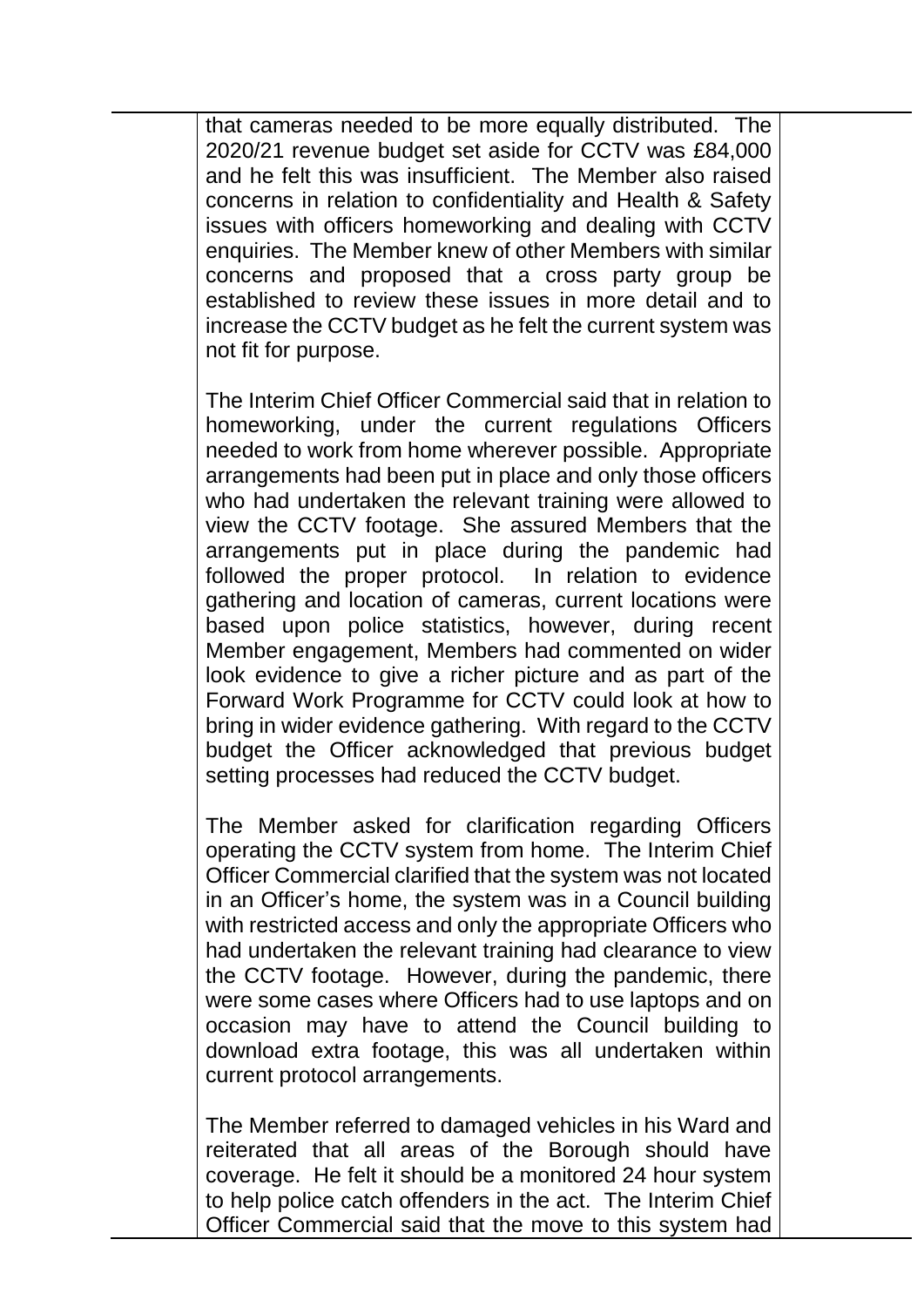that cameras needed to be more equally distributed. The 2020/21 revenue budget set aside for CCTV was £84,000 and he felt this was insufficient. The Member also raised concerns in relation to confidentiality and Health & Safety issues with officers homeworking and dealing with CCTV enquiries. The Member knew of other Members with similar concerns and proposed that a cross party group be established to review these issues in more detail and to increase the CCTV budget as he felt the current system was not fit for purpose.

The Interim Chief Officer Commercial said that in relation to homeworking, under the current regulations Officers needed to work from home wherever possible. Appropriate arrangements had been put in place and only those officers who had undertaken the relevant training were allowed to view the CCTV footage. She assured Members that the arrangements put in place during the pandemic had followed the proper protocol. In relation to evidence gathering and location of cameras, current locations were based upon police statistics, however, during recent Member engagement, Members had commented on wider look evidence to give a richer picture and as part of the Forward Work Programme for CCTV could look at how to bring in wider evidence gathering. With regard to the CCTV budget the Officer acknowledged that previous budget setting processes had reduced the CCTV budget.

The Member asked for clarification regarding Officers operating the CCTV system from home. The Interim Chief Officer Commercial clarified that the system was not located in an Officer's home, the system was in a Council building with restricted access and only the appropriate Officers who had undertaken the relevant training had clearance to view the CCTV footage. However, during the pandemic, there were some cases where Officers had to use laptops and on occasion may have to attend the Council building to download extra footage, this was all undertaken within current protocol arrangements.

The Member referred to damaged vehicles in his Ward and reiterated that all areas of the Borough should have coverage. He felt it should be a monitored 24 hour system to help police catch offenders in the act. The Interim Chief Officer Commercial said that the move to this system had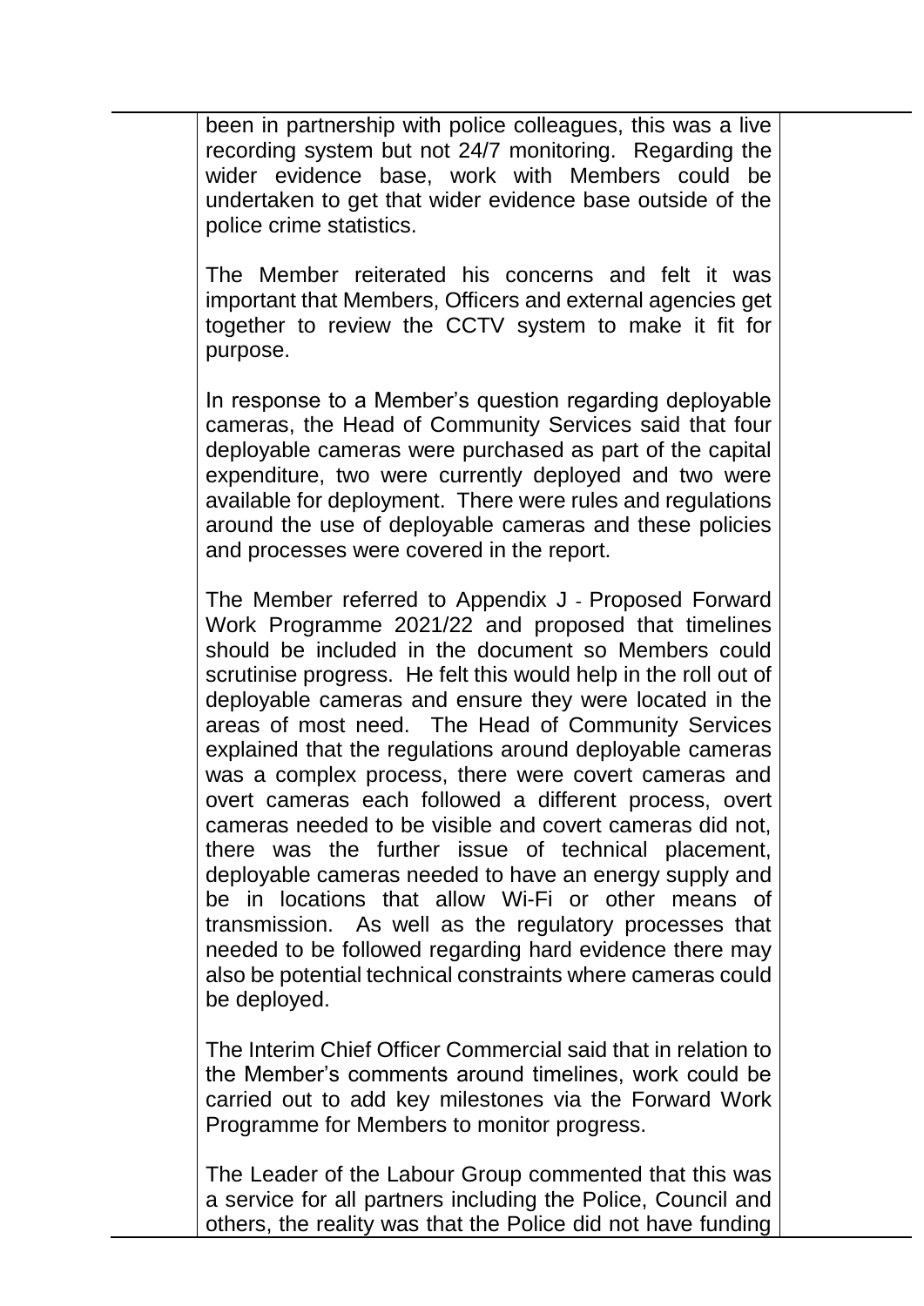been in partnership with police colleagues, this was a live recording system but not 24/7 monitoring. Regarding the wider evidence base, work with Members could be undertaken to get that wider evidence base outside of the police crime statistics.

The Member reiterated his concerns and felt it was important that Members, Officers and external agencies get together to review the CCTV system to make it fit for purpose.

In response to a Member's question regarding deployable cameras, the Head of Community Services said that four deployable cameras were purchased as part of the capital expenditure, two were currently deployed and two were available for deployment. There were rules and regulations around the use of deployable cameras and these policies and processes were covered in the report.

The Member referred to Appendix J - Proposed Forward Work Programme 2021/22 and proposed that timelines should be included in the document so Members could scrutinise progress. He felt this would help in the roll out of deployable cameras and ensure they were located in the areas of most need. The Head of Community Services explained that the regulations around deployable cameras was a complex process, there were covert cameras and overt cameras each followed a different process, overt cameras needed to be visible and covert cameras did not, there was the further issue of technical placement, deployable cameras needed to have an energy supply and be in locations that allow Wi-Fi or other means of transmission. As well as the regulatory processes that needed to be followed regarding hard evidence there may also be potential technical constraints where cameras could be deployed.

The Interim Chief Officer Commercial said that in relation to the Member's comments around timelines, work could be carried out to add key milestones via the Forward Work Programme for Members to monitor progress.

The Leader of the Labour Group commented that this was a service for all partners including the Police, Council and others, the reality was that the Police did not have funding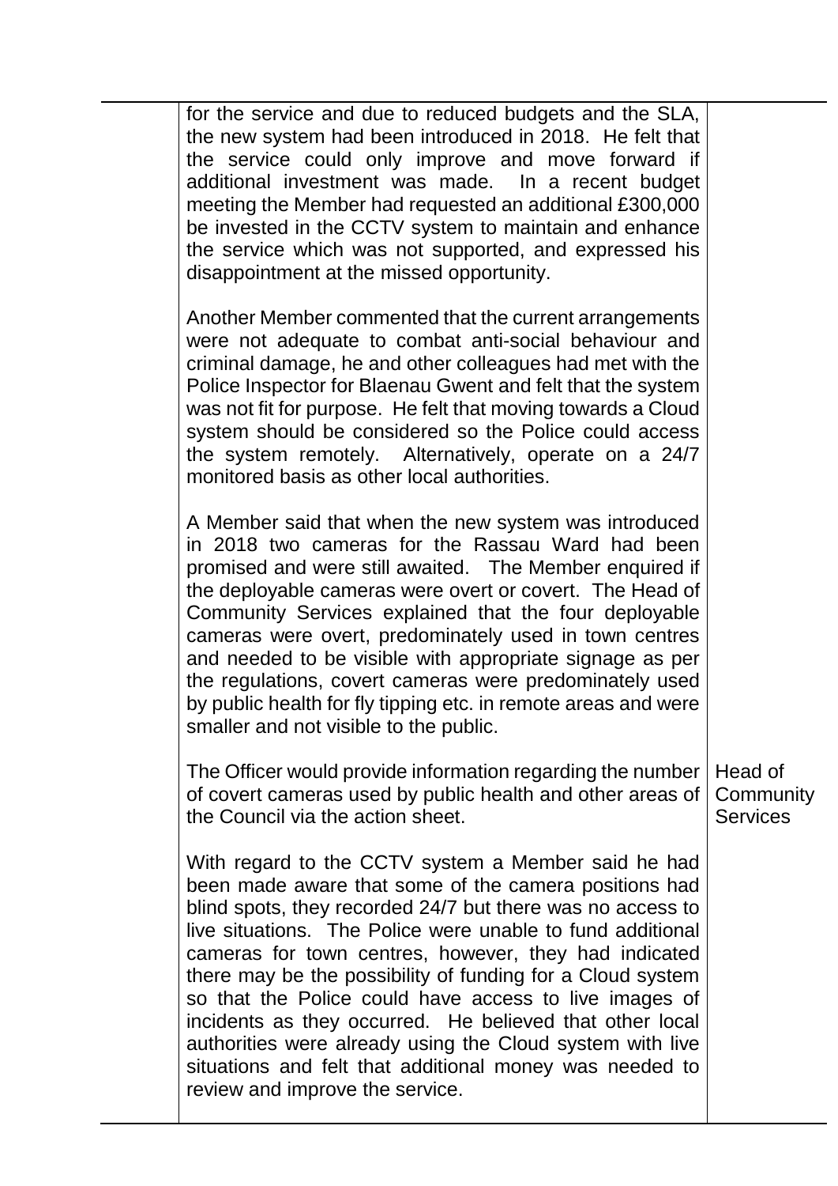| | | |
|---|---|---|
| | for the service and due to reduced budgets and the SLA, the new system had been introduced in 2018. He felt that the service could only improve and move forward if additional investment was made. In a recent budget meeting the Member had requested an additional £300,000 be invested in the CCTV system to maintain and enhance the service which was not supported, and expressed his disappointment at the missed opportunity.<br><br>Another Member commented that the current arrangements were not adequate to combat anti-social behaviour and criminal damage, he and other colleagues had met with the Police Inspector for Blaenau Gwent and felt that the system was not fit for purpose. He felt that moving towards a Cloud system should be considered so the Police could access the system remotely. Alternatively, operate on a 24/7 monitored basis as other local authorities.<br><br>A Member said that when the new system was introduced in 2018 two cameras for the Rassau Ward had been promised and were still awaited. The Member enquired if the deployable cameras were overt or covert. The Head of Community Services explained that the four deployable cameras were overt, predominately used in town centres and needed to be visible with appropriate signage as per the regulations, covert cameras were predominately used by public health for fly tipping etc. in remote areas and were smaller and not visible to the public. | |
| | The Officer would provide information regarding the number of covert cameras used by public health and other areas of the Council via the action sheet. | Head of Community Services |
| | With regard to the CCTV system a Member said he had been made aware that some of the camera positions had blind spots, they recorded 24/7 but there was no access to live situations. The Police were unable to fund additional cameras for town centres, however, they had indicated there may be the possibility of funding for a Cloud system so that the Police could have access to live images of incidents as they occurred. He believed that other local authorities were already using the Cloud system with live situations and felt that additional money was needed to review and improve the service. | |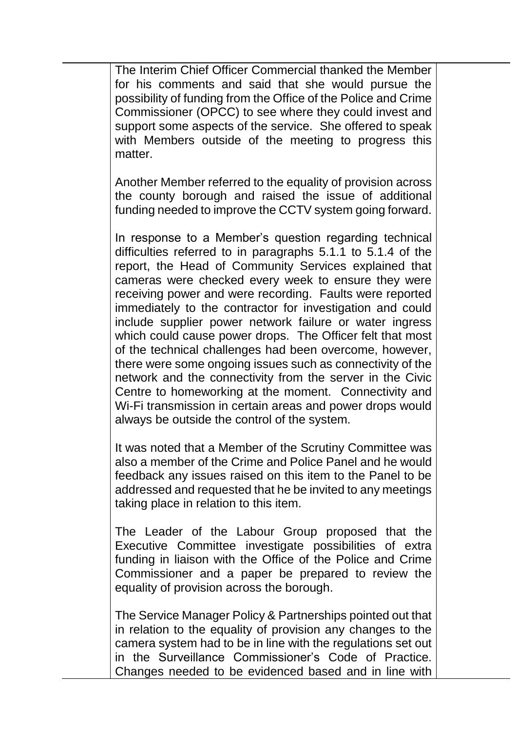The Interim Chief Officer Commercial thanked the Member for his comments and said that she would pursue the possibility of funding from the Office of the Police and Crime Commissioner (OPCC) to see where they could invest and support some aspects of the service. She offered to speak with Members outside of the meeting to progress this matter.

Another Member referred to the equality of provision across the county borough and raised the issue of additional funding needed to improve the CCTV system going forward.

In response to a Member's question regarding technical difficulties referred to in paragraphs 5.1.1 to 5.1.4 of the report, the Head of Community Services explained that cameras were checked every week to ensure they were receiving power and were recording. Faults were reported immediately to the contractor for investigation and could include supplier power network failure or water ingress which could cause power drops. The Officer felt that most of the technical challenges had been overcome, however, there were some ongoing issues such as connectivity of the network and the connectivity from the server in the Civic Centre to homeworking at the moment. Connectivity and Wi-Fi transmission in certain areas and power drops would always be outside the control of the system.

It was noted that a Member of the Scrutiny Committee was also a member of the Crime and Police Panel and he would feedback any issues raised on this item to the Panel to be addressed and requested that he be invited to any meetings taking place in relation to this item.

The Leader of the Labour Group proposed that the Executive Committee investigate possibilities of extra funding in liaison with the Office of the Police and Crime Commissioner and a paper be prepared to review the equality of provision across the borough.

The Service Manager Policy & Partnerships pointed out that in relation to the equality of provision any changes to the camera system had to be in line with the regulations set out in the Surveillance Commissioner's Code of Practice. Changes needed to be evidenced based and in line with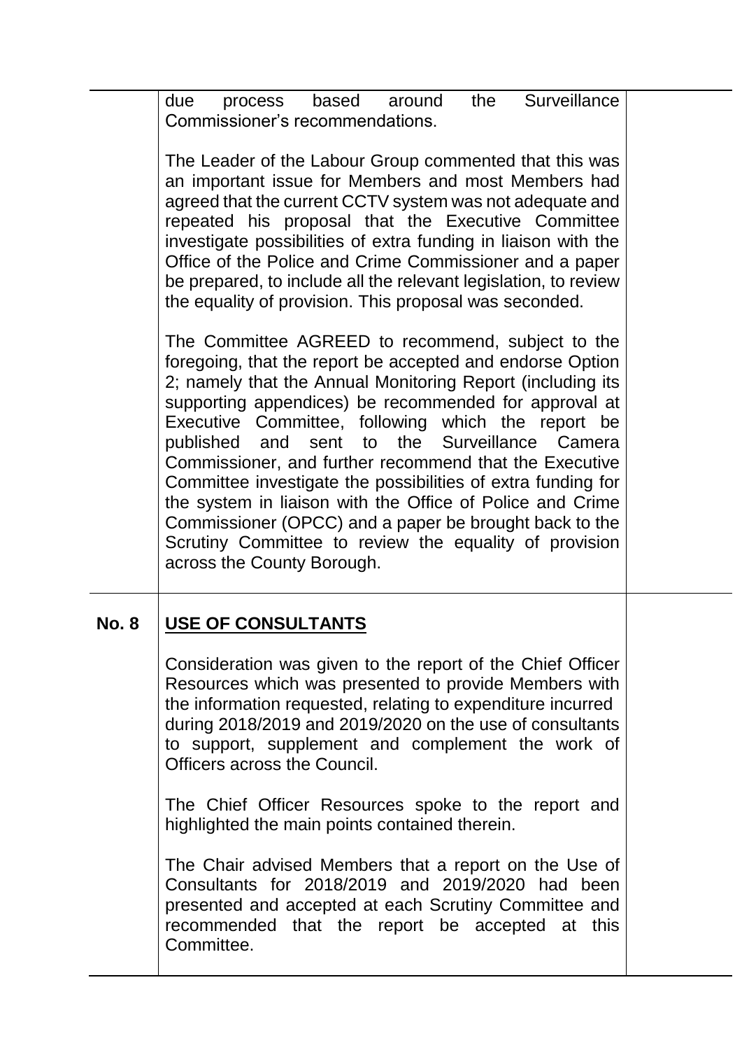| | | |
|---|---|---|
| | due process based around the Surveillance Commissioner's recommendations.<br><br>The Leader of the Labour Group commented that this was an important issue for Members and most Members had agreed that the current CCTV system was not adequate and repeated his proposal that the Executive Committee investigate possibilities of extra funding in liaison with the Office of the Police and Crime Commissioner and a paper be prepared, to include all the relevant legislation, to review the equality of provision. This proposal was seconded.<br><br>The Committee AGREED to recommend, subject to the foregoing, that the report be accepted and endorse Option 2; namely that the Annual Monitoring Report (including its supporting appendices) be recommended for approval at Executive Committee, following which the report be published and sent to the Surveillance Camera Commissioner, and further recommend that the Executive Committee investigate the possibilities of extra funding for the system in liaison with the Office of Police and Crime Commissioner (OPCC) and a paper be brought back to the Scrutiny Committee to review the equality of provision across the County Borough. | |
| **No. 8** | **<u>USE OF CONSULTANTS</u>**<br><br>Consideration was given to the report of the Chief Officer Resources which was presented to provide Members with the information requested, relating to expenditure incurred during 2018/2019 and 2019/2020 on the use of consultants to support, supplement and complement the work of Officers across the Council.<br><br>The Chief Officer Resources spoke to the report and highlighted the main points contained therein.<br><br>The Chair advised Members that a report on the Use of Consultants for 2018/2019 and 2019/2020 had been presented and accepted at each Scrutiny Committee and recommended that the report be accepted at this Committee. | |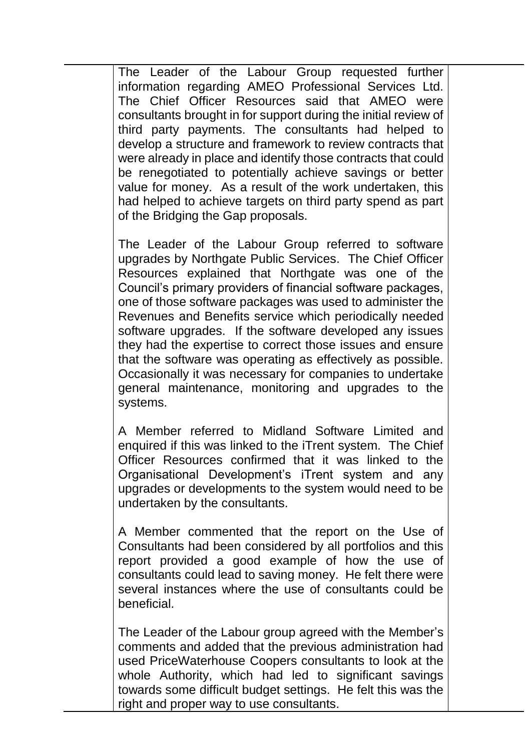The Leader of the Labour Group requested further information regarding AMEO Professional Services Ltd. The Chief Officer Resources said that AMEO were consultants brought in for support during the initial review of third party payments. The consultants had helped to develop a structure and framework to review contracts that were already in place and identify those contracts that could be renegotiated to potentially achieve savings or better value for money. As a result of the work undertaken, this had helped to achieve targets on third party spend as part of the Bridging the Gap proposals.

The Leader of the Labour Group referred to software upgrades by Northgate Public Services. The Chief Officer Resources explained that Northgate was one of the Council's primary providers of financial software packages, one of those software packages was used to administer the Revenues and Benefits service which periodically needed software upgrades. If the software developed any issues they had the expertise to correct those issues and ensure that the software was operating as effectively as possible. Occasionally it was necessary for companies to undertake general maintenance, monitoring and upgrades to the systems.

A Member referred to Midland Software Limited and enquired if this was linked to the iTrent system. The Chief Officer Resources confirmed that it was linked to the Organisational Development's iTrent system and any upgrades or developments to the system would need to be undertaken by the consultants.

A Member commented that the report on the Use of Consultants had been considered by all portfolios and this report provided a good example of how the use of consultants could lead to saving money. He felt there were several instances where the use of consultants could be beneficial.

The Leader of the Labour group agreed with the Member's comments and added that the previous administration had used PriceWaterhouse Coopers consultants to look at the whole Authority, which had led to significant savings towards some difficult budget settings. He felt this was the right and proper way to use consultants.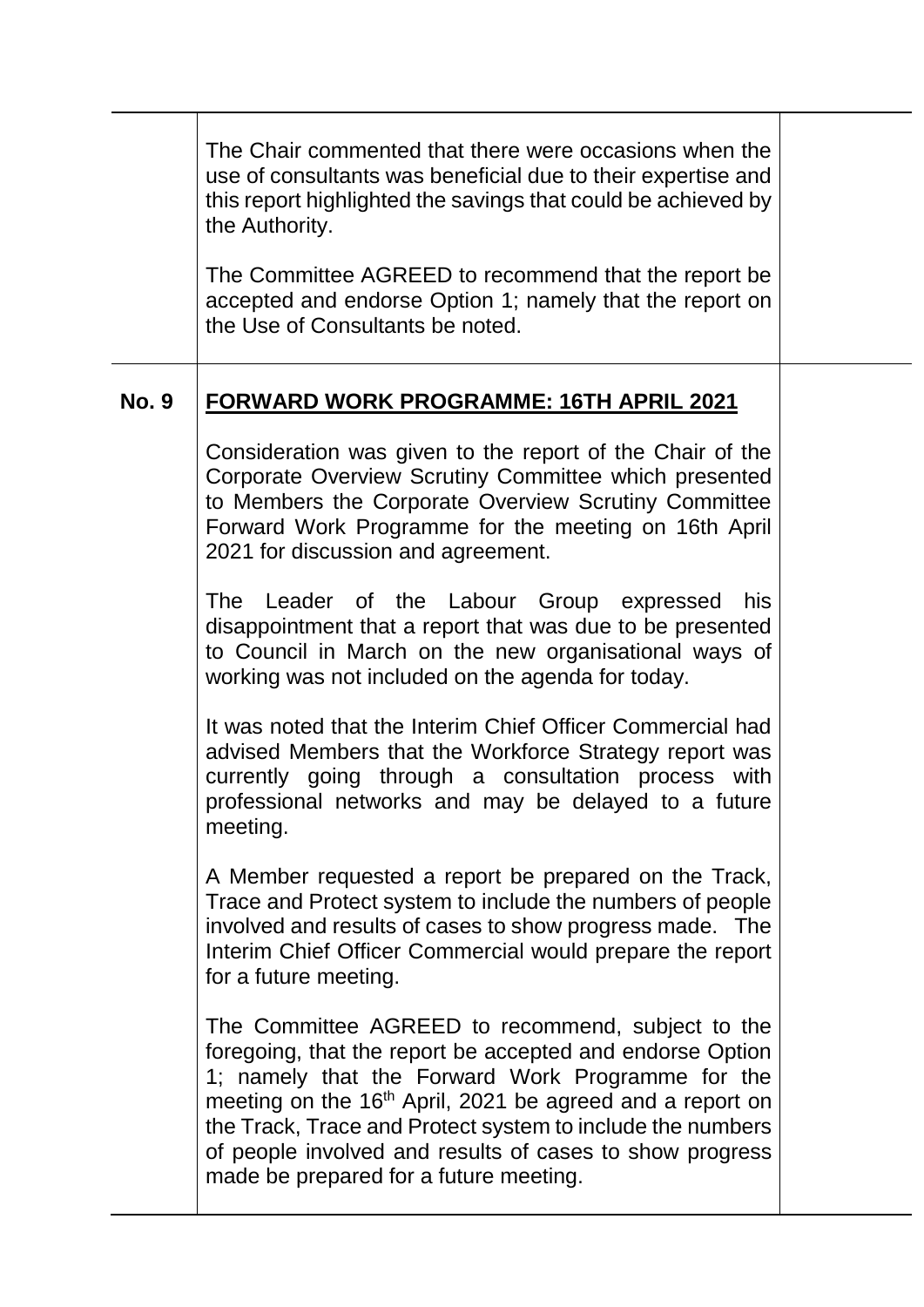The Chair commented that there were occasions when the use of consultants was beneficial due to their expertise and this report highlighted the savings that could be achieved by the Authority.

The Committee AGREED to recommend that the report be accepted and endorse Option 1; namely that the report on the Use of Consultants be noted.

**No. 9** **FORWARD WORK PROGRAMME: 16TH APRIL 2021**

Consideration was given to the report of the Chair of the Corporate Overview Scrutiny Committee which presented to Members the Corporate Overview Scrutiny Committee Forward Work Programme for the meeting on 16th April 2021 for discussion and agreement.

The Leader of the Labour Group expressed his disappointment that a report that was due to be presented to Council in March on the new organisational ways of working was not included on the agenda for today.

It was noted that the Interim Chief Officer Commercial had advised Members that the Workforce Strategy report was currently going through a consultation process with professional networks and may be delayed to a future meeting.

A Member requested a report be prepared on the Track, Trace and Protect system to include the numbers of people involved and results of cases to show progress made. The Interim Chief Officer Commercial would prepare the report for a future meeting.

The Committee AGREED to recommend, subject to the foregoing, that the report be accepted and endorse Option 1; namely that the Forward Work Programme for the meeting on the 16th April, 2021 be agreed and a report on the Track, Trace and Protect system to include the numbers of people involved and results of cases to show progress made be prepared for a future meeting.